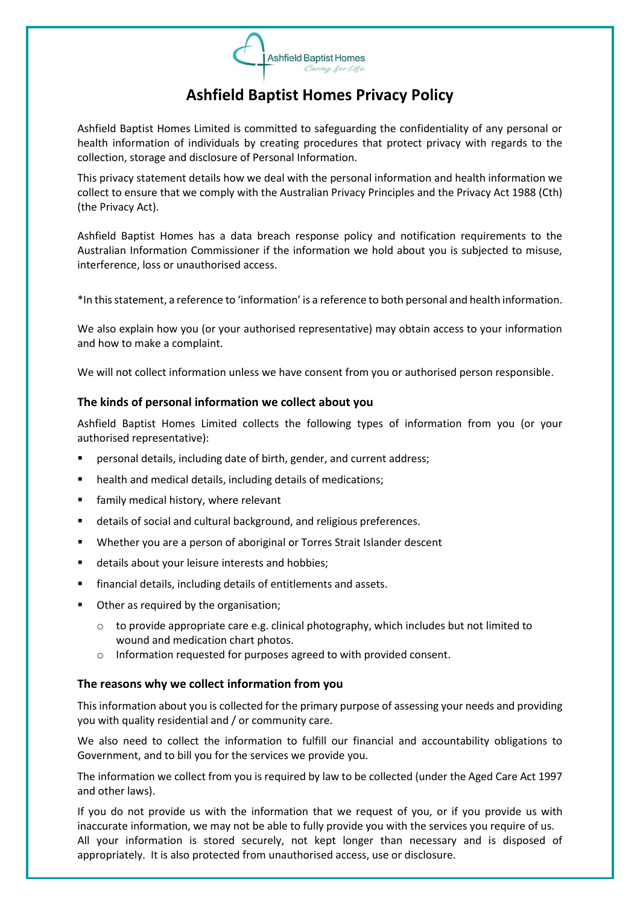# Ashfield Baptist Homes Privacy Policy

Ashfield Baptist Homes Limited is committed to safeguarding the confidentiality of any personal or health information of individuals by creating procedures that protect privacy with regards to the collection, storage and disclosure of Personal Information.

This privacy statement details how we deal with the personal information and health information we collect to ensure that we comply with the Australian Privacy Principles and the Privacy Act 1988 (Cth) (the Privacy Act).

Ashfield Baptist Homes has a data breach response policy and notification requirements to the Australian Information Commissioner if the information we hold about you is subjected to misuse, interference, loss or unauthorised access.

*In this statement, a reference to 'information' is a reference to both personal and health information.

We also explain how you (or your authorised representative) may obtain access to your information and how to make a complaint.

We will not collect information unless we have consent from you or authorised person responsible.

### The kinds of personal information we collect about you

Ashfield Baptist Homes Limited collects the following types of information from you (or your authorised representative):

- personal details, including date of birth, gender, and current address;
- health and medical details, including details of medications;
- family medical history, where relevant
- details of social and cultural background, and religious preferences.
- Whether you are a person of aboriginal or Torres Strait Islander descent
- details about your leisure interests and hobbies;
- financial details, including details of entitlements and assets.
- Other as required by the organisation;
  - to provide appropriate care e.g. clinical photography, which includes but not limited to wound and medication chart photos.
  - Information requested for purposes agreed to with provided consent.

### The reasons why we collect information from you

This information about you is collected for the primary purpose of assessing your needs and providing you with quality residential and / or community care.

We also need to collect the information to fulfill our financial and accountability obligations to Government, and to bill you for the services we provide you.

The information we collect from you is required by law to be collected (under the Aged Care Act 1997 and other laws).

If you do not provide us with the information that we request of you, or if you provide us with inaccurate information, we may not be able to fully provide you with the services you require of us. All your information is stored securely, not kept longer than necessary and is disposed of appropriately. It is also protected from unauthorised access, use or disclosure.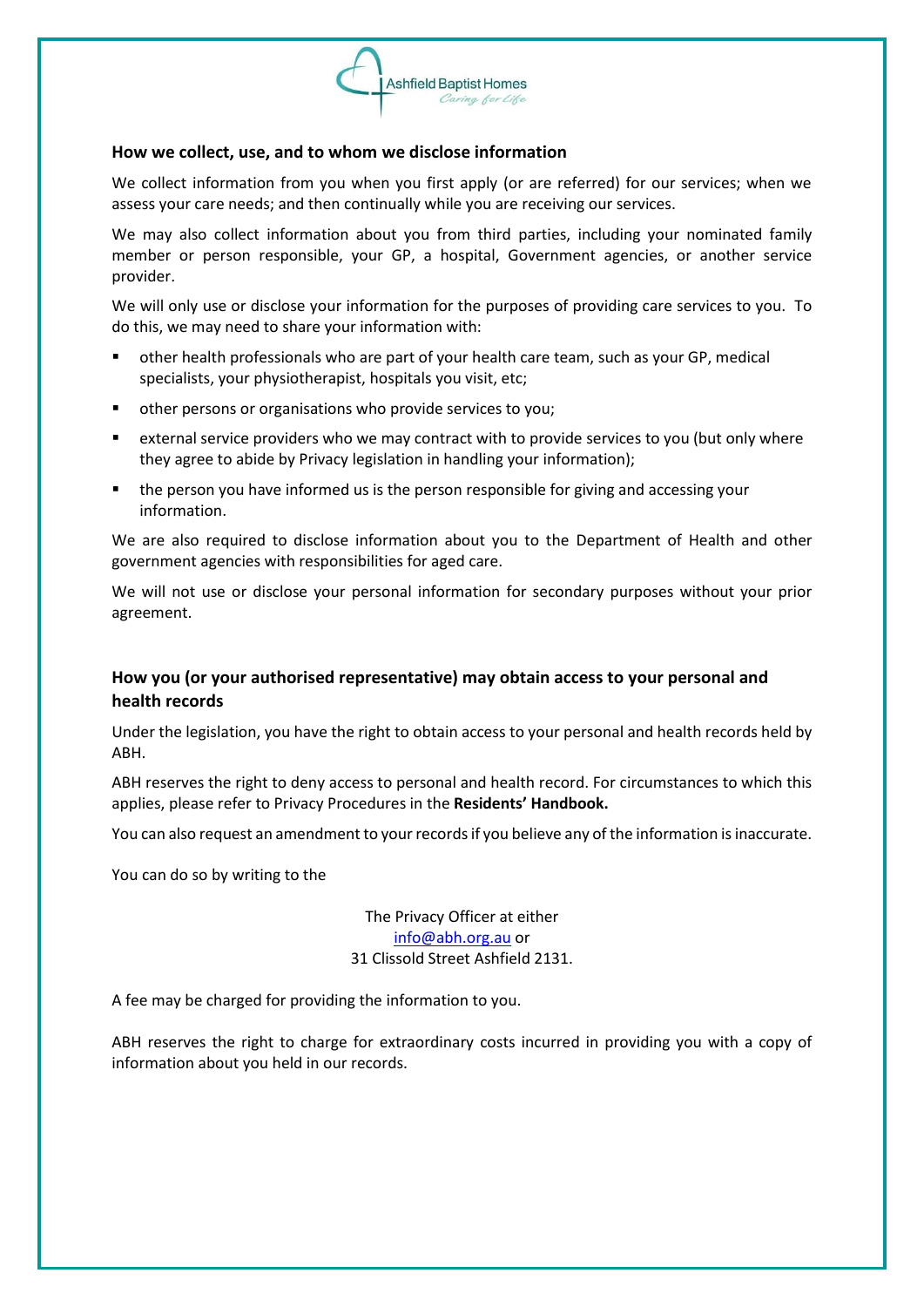## How we collect, use, and to whom we disclose information

We collect information from you when you first apply (or are referred) for our services; when we assess your care needs; and then continually while you are receiving our services.

We may also collect information about you from third parties, including your nominated family member or person responsible, your GP, a hospital, Government agencies, or another service provider.

We will only use or disclose your information for the purposes of providing care services to you. To do this, we may need to share your information with:

- other health professionals who are part of your health care team, such as your GP, medical specialists, your physiotherapist, hospitals you visit, etc;
- other persons or organisations who provide services to you;
- external service providers who we may contract with to provide services to you (but only where they agree to abide by Privacy legislation in handling your information);
- the person you have informed us is the person responsible for giving and accessing your information.

We are also required to disclose information about you to the Department of Health and other government agencies with responsibilities for aged care.

We will not use or disclose your personal information for secondary purposes without your prior agreement.

## How you (or your authorised representative) may obtain access to your personal and health records

Under the legislation, you have the right to obtain access to your personal and health records held by ABH.

ABH reserves the right to deny access to personal and health record. For circumstances to which this applies, please refer to Privacy Procedures in the **Residents' Handbook.**

You can also request an amendment to your records if you believe any of the information is inaccurate.

You can do so by writing to the

The Privacy Officer at either
info@abh.org.au or
31 Clissold Street Ashfield 2131.

A fee may be charged for providing the information to you.

ABH reserves the right to charge for extraordinary costs incurred in providing you with a copy of information about you held in our records.